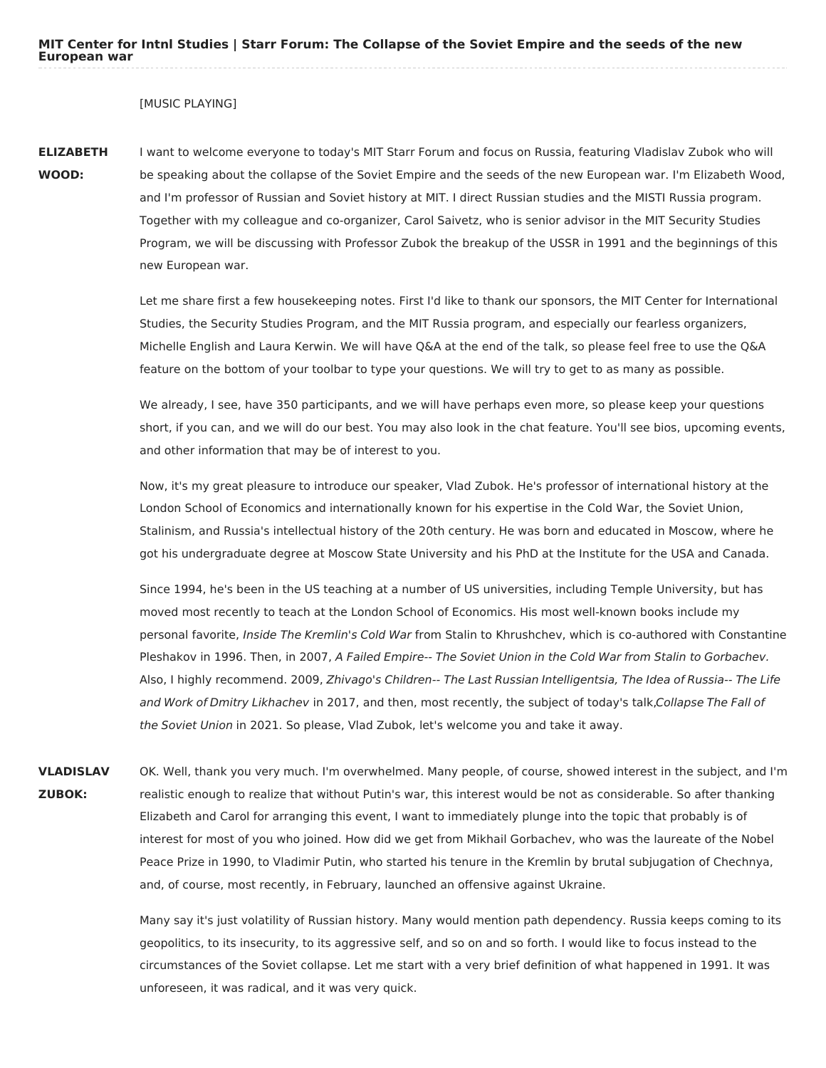# MIT Center for Intnl Studies | Starr Forum: The Collapse of the Soviet Empire and the seeds of the new European war

[MUSIC PLAYING]

**ELIZABETH WOOD:** I want to welcome everyone to today's MIT Starr Forum and focus on Russia, featuring Vladislav Zubok who will be speaking about the collapse of the Soviet Empire and the seeds of the new European war. I'm Elizabeth Wood, and I'm professor of Russian and Soviet history at MIT. I direct Russian studies and the MISTI Russia program. Together with my colleague and co-organizer, Carol Saivetz, who is senior advisor in the MIT Security Studies Program, we will be discussing with Professor Zubok the breakup of the USSR in 1991 and the beginnings of this new European war.

Let me share first a few housekeeping notes. First I'd like to thank our sponsors, the MIT Center for International Studies, the Security Studies Program, and the MIT Russia program, and especially our fearless organizers, Michelle English and Laura Kerwin. We will have Q&A at the end of the talk, so please feel free to use the Q&A feature on the bottom of your toolbar to type your questions. We will try to get to as many as possible.

We already, I see, have 350 participants, and we will have perhaps even more, so please keep your questions short, if you can, and we will do our best. You may also look in the chat feature. You'll see bios, upcoming events, and other information that may be of interest to you.

Now, it's my great pleasure to introduce our speaker, Vlad Zubok. He's professor of international history at the London School of Economics and internationally known for his expertise in the Cold War, the Soviet Union, Stalinism, and Russia's intellectual history of the 20th century. He was born and educated in Moscow, where he got his undergraduate degree at Moscow State University and his PhD at the Institute for the USA and Canada.

Since 1994, he's been in the US teaching at a number of US universities, including Temple University, but has moved most recently to teach at the London School of Economics. His most well-known books include my personal favorite, *Inside The Kremlin's Cold War* from Stalin to Khrushchev, which is co-authored with Constantine Pleshakov in 1996. Then, in 2007, *A Failed Empire-- The Soviet Union in the Cold War from Stalin to Gorbachev.* Also, I highly recommend. 2009, *Zhivago's Children-- The Last Russian Intelligentsia, The Idea of Russia-- The Life and Work of Dmitry Likhachev* in 2017, and then, most recently, the subject of today's talk,*Collapse The Fall of the Soviet Union* in 2021. So please, Vlad Zubok, let's welcome you and take it away.

**VLADISLAV ZUBOK:** OK. Well, thank you very much. I'm overwhelmed. Many people, of course, showed interest in the subject, and I'm realistic enough to realize that without Putin's war, this interest would be not as considerable. So after thanking Elizabeth and Carol for arranging this event, I want to immediately plunge into the topic that probably is of interest for most of you who joined. How did we get from Mikhail Gorbachev, who was the laureate of the Nobel Peace Prize in 1990, to Vladimir Putin, who started his tenure in the Kremlin by brutal subjugation of Chechnya, and, of course, most recently, in February, launched an offensive against Ukraine.

Many say it's just volatility of Russian history. Many would mention path dependency. Russia keeps coming to its geopolitics, to its insecurity, to its aggressive self, and so on and so forth. I would like to focus instead to the circumstances of the Soviet collapse. Let me start with a very brief definition of what happened in 1991. It was unforeseen, it was radical, and it was very quick.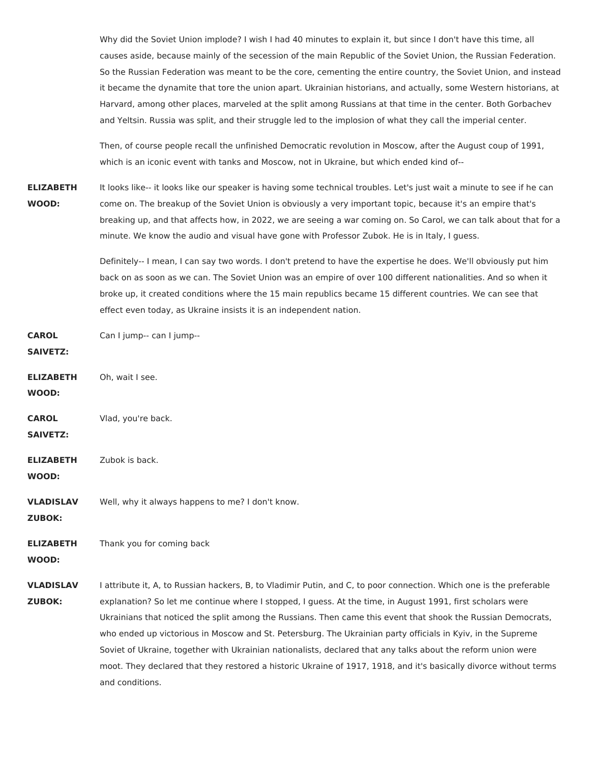Why did the Soviet Union implode? I wish I had 40 minutes to explain it, but since I don't have this time, all causes aside, because mainly of the secession of the main Republic of the Soviet Union, the Russian Federation. So the Russian Federation was meant to be the core, cementing the entire country, the Soviet Union, and instead it became the dynamite that tore the union apart. Ukrainian historians, and actually, some Western historians, at Harvard, among other places, marveled at the split among Russians at that time in the center. Both Gorbachev and Yeltsin. Russia was split, and their struggle led to the implosion of what they call the imperial center.

Then, of course people recall the unfinished Democratic revolution in Moscow, after the August coup of 1991, which is an iconic event with tanks and Moscow, not in Ukraine, but which ended kind of--

**ELIZABETH WOOD:** It looks like-- it looks like our speaker is having some technical troubles. Let's just wait a minute to see if he can come on. The breakup of the Soviet Union is obviously a very important topic, because it's an empire that's breaking up, and that affects how, in 2022, we are seeing a war coming on. So Carol, we can talk about that for a minute. We know the audio and visual have gone with Professor Zubok. He is in Italy, I guess.

Definitely-- I mean, I can say two words. I don't pretend to have the expertise he does. We'll obviously put him back on as soon as we can. The Soviet Union was an empire of over 100 different nationalities. And so when it broke up, it created conditions where the 15 main republics became 15 different countries. We can see that effect even today, as Ukraine insists it is an independent nation.

**CAROL SAIVETZ:** Can I jump-- can I jump--

**ELIZABETH WOOD:** Oh, wait I see.

**CAROL SAIVETZ:** Vlad, you're back.

**ELIZABETH WOOD:** Zubok is back.

**VLADISLAV ZUBOK:** Well, why it always happens to me? I don't know.

**ELIZABETH WOOD:** Thank you for coming back

**VLADISLAV ZUBOK:** I attribute it, A, to Russian hackers, B, to Vladimir Putin, and C, to poor connection. Which one is the preferable explanation? So let me continue where I stopped, I guess. At the time, in August 1991, first scholars were Ukrainians that noticed the split among the Russians. Then came this event that shook the Russian Democrats, who ended up victorious in Moscow and St. Petersburg. The Ukrainian party officials in Kyiv, in the Supreme Soviet of Ukraine, together with Ukrainian nationalists, declared that any talks about the reform union were moot. They declared that they restored a historic Ukraine of 1917, 1918, and it's basically divorce without terms and conditions.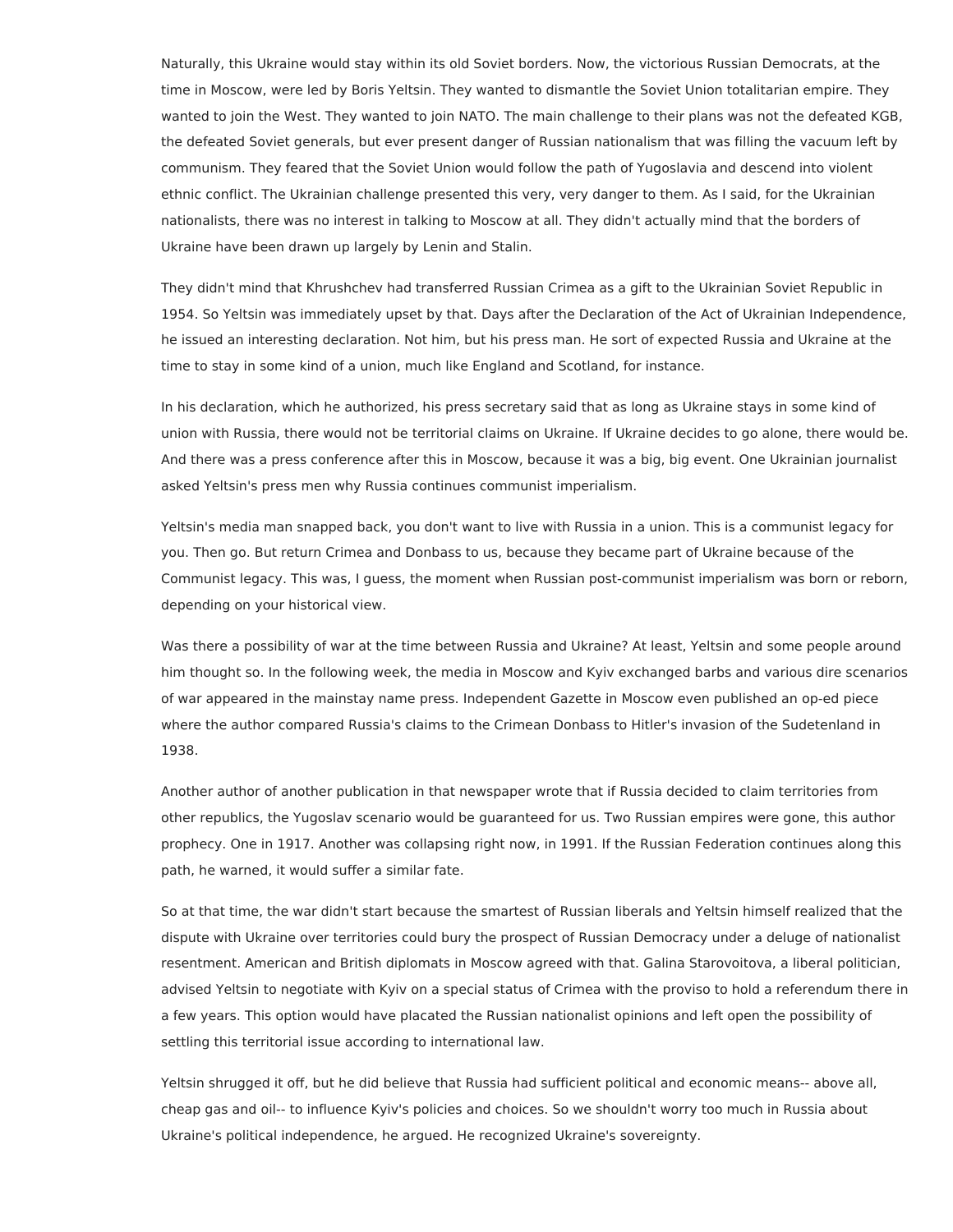Naturally, this Ukraine would stay within its old Soviet borders. Now, the victorious Russian Democrats, at the time in Moscow, were led by Boris Yeltsin. They wanted to dismantle the Soviet Union totalitarian empire. They wanted to join the West. They wanted to join NATO. The main challenge to their plans was not the defeated KGB, the defeated Soviet generals, but ever present danger of Russian nationalism that was filling the vacuum left by communism. They feared that the Soviet Union would follow the path of Yugoslavia and descend into violent ethnic conflict. The Ukrainian challenge presented this very, very danger to them. As I said, for the Ukrainian nationalists, there was no interest in talking to Moscow at all. They didn't actually mind that the borders of Ukraine have been drawn up largely by Lenin and Stalin.

They didn't mind that Khrushchev had transferred Russian Crimea as a gift to the Ukrainian Soviet Republic in 1954. So Yeltsin was immediately upset by that. Days after the Declaration of the Act of Ukrainian Independence, he issued an interesting declaration. Not him, but his press man. He sort of expected Russia and Ukraine at the time to stay in some kind of a union, much like England and Scotland, for instance.

In his declaration, which he authorized, his press secretary said that as long as Ukraine stays in some kind of union with Russia, there would not be territorial claims on Ukraine. If Ukraine decides to go alone, there would be. And there was a press conference after this in Moscow, because it was a big, big event. One Ukrainian journalist asked Yeltsin's press men why Russia continues communist imperialism.

Yeltsin's media man snapped back, you don't want to live with Russia in a union. This is a communist legacy for you. Then go. But return Crimea and Donbass to us, because they became part of Ukraine because of the Communist legacy. This was, I guess, the moment when Russian post-communist imperialism was born or reborn, depending on your historical view.

Was there a possibility of war at the time between Russia and Ukraine? At least, Yeltsin and some people around him thought so. In the following week, the media in Moscow and Kyiv exchanged barbs and various dire scenarios of war appeared in the mainstay name press. Independent Gazette in Moscow even published an op-ed piece where the author compared Russia's claims to the Crimean Donbass to Hitler's invasion of the Sudetenland in 1938.

Another author of another publication in that newspaper wrote that if Russia decided to claim territories from other republics, the Yugoslav scenario would be guaranteed for us. Two Russian empires were gone, this author prophecy. One in 1917. Another was collapsing right now, in 1991. If the Russian Federation continues along this path, he warned, it would suffer a similar fate.

So at that time, the war didn't start because the smartest of Russian liberals and Yeltsin himself realized that the dispute with Ukraine over territories could bury the prospect of Russian Democracy under a deluge of nationalist resentment. American and British diplomats in Moscow agreed with that. Galina Starovoitova, a liberal politician, advised Yeltsin to negotiate with Kyiv on a special status of Crimea with the proviso to hold a referendum there in a few years. This option would have placated the Russian nationalist opinions and left open the possibility of settling this territorial issue according to international law.

Yeltsin shrugged it off, but he did believe that Russia had sufficient political and economic means-- above all, cheap gas and oil-- to influence Kyiv's policies and choices. So we shouldn't worry too much in Russia about Ukraine's political independence, he argued. He recognized Ukraine's sovereignty.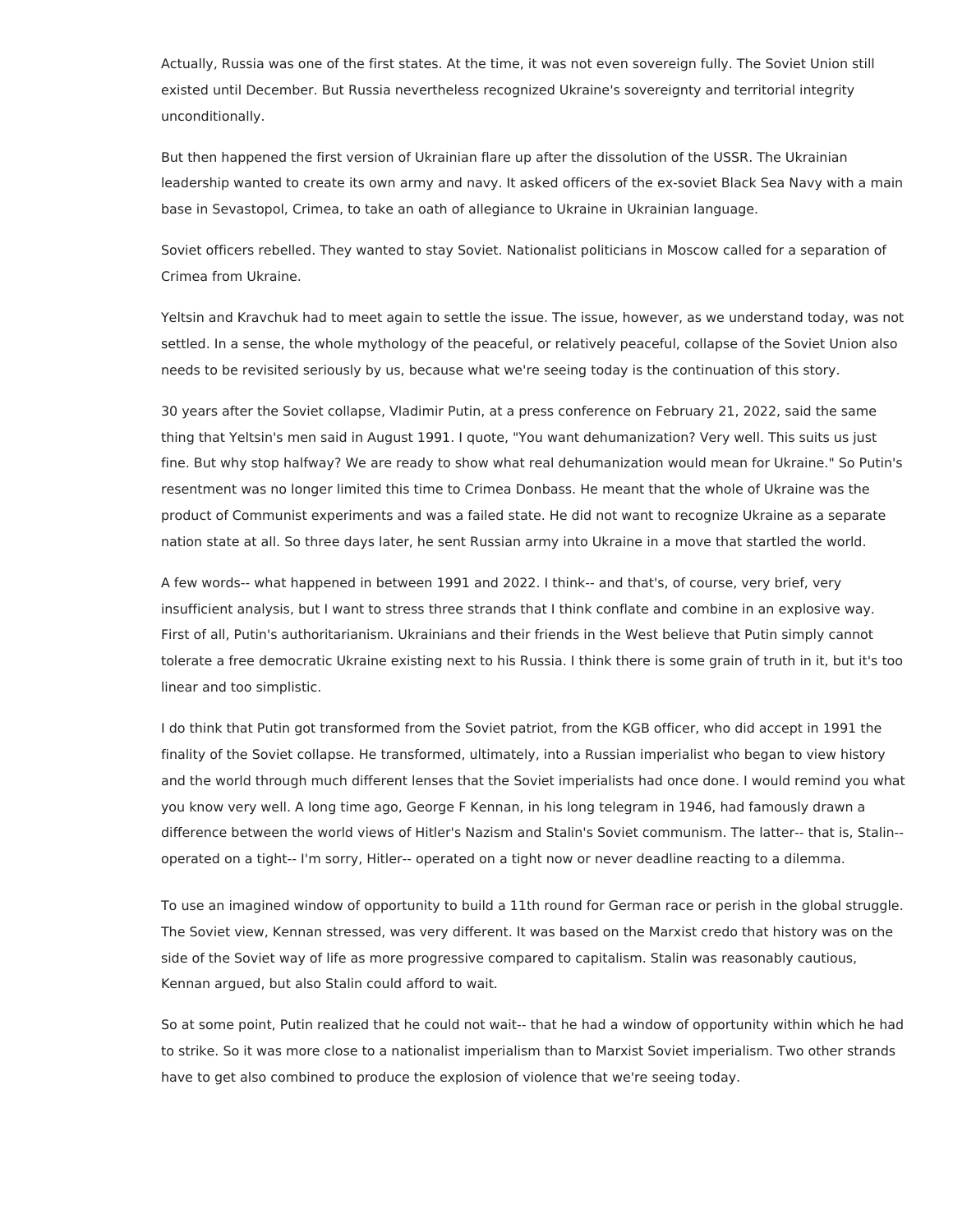Actually, Russia was one of the first states. At the time, it was not even sovereign fully. The Soviet Union still existed until December. But Russia nevertheless recognized Ukraine's sovereignty and territorial integrity unconditionally.

But then happened the first version of Ukrainian flare up after the dissolution of the USSR. The Ukrainian leadership wanted to create its own army and navy. It asked officers of the ex-soviet Black Sea Navy with a main base in Sevastopol, Crimea, to take an oath of allegiance to Ukraine in Ukrainian language.

Soviet officers rebelled. They wanted to stay Soviet. Nationalist politicians in Moscow called for a separation of Crimea from Ukraine.

Yeltsin and Kravchuk had to meet again to settle the issue. The issue, however, as we understand today, was not settled. In a sense, the whole mythology of the peaceful, or relatively peaceful, collapse of the Soviet Union also needs to be revisited seriously by us, because what we're seeing today is the continuation of this story.

30 years after the Soviet collapse, Vladimir Putin, at a press conference on February 21, 2022, said the same thing that Yeltsin's men said in August 1991. I quote, "You want dehumanization? Very well. This suits us just fine. But why stop halfway? We are ready to show what real dehumanization would mean for Ukraine." So Putin's resentment was no longer limited this time to Crimea Donbass. He meant that the whole of Ukraine was the product of Communist experiments and was a failed state. He did not want to recognize Ukraine as a separate nation state at all. So three days later, he sent Russian army into Ukraine in a move that startled the world.

A few words-- what happened in between 1991 and 2022. I think-- and that's, of course, very brief, very insufficient analysis, but I want to stress three strands that I think conflate and combine in an explosive way. First of all, Putin's authoritarianism. Ukrainians and their friends in the West believe that Putin simply cannot tolerate a free democratic Ukraine existing next to his Russia. I think there is some grain of truth in it, but it's too linear and too simplistic.

I do think that Putin got transformed from the Soviet patriot, from the KGB officer, who did accept in 1991 the finality of the Soviet collapse. He transformed, ultimately, into a Russian imperialist who began to view history and the world through much different lenses that the Soviet imperialists had once done. I would remind you what you know very well. A long time ago, George F Kennan, in his long telegram in 1946, had famously drawn a difference between the world views of Hitler's Nazism and Stalin's Soviet communism. The latter-- that is, Stalin-- operated on a tight-- I'm sorry, Hitler-- operated on a tight now or never deadline reacting to a dilemma.

To use an imagined window of opportunity to build a 11th round for German race or perish in the global struggle. The Soviet view, Kennan stressed, was very different. It was based on the Marxist credo that history was on the side of the Soviet way of life as more progressive compared to capitalism. Stalin was reasonably cautious, Kennan argued, but also Stalin could afford to wait.

So at some point, Putin realized that he could not wait-- that he had a window of opportunity within which he had to strike. So it was more close to a nationalist imperialism than to Marxist Soviet imperialism. Two other strands have to get also combined to produce the explosion of violence that we're seeing today.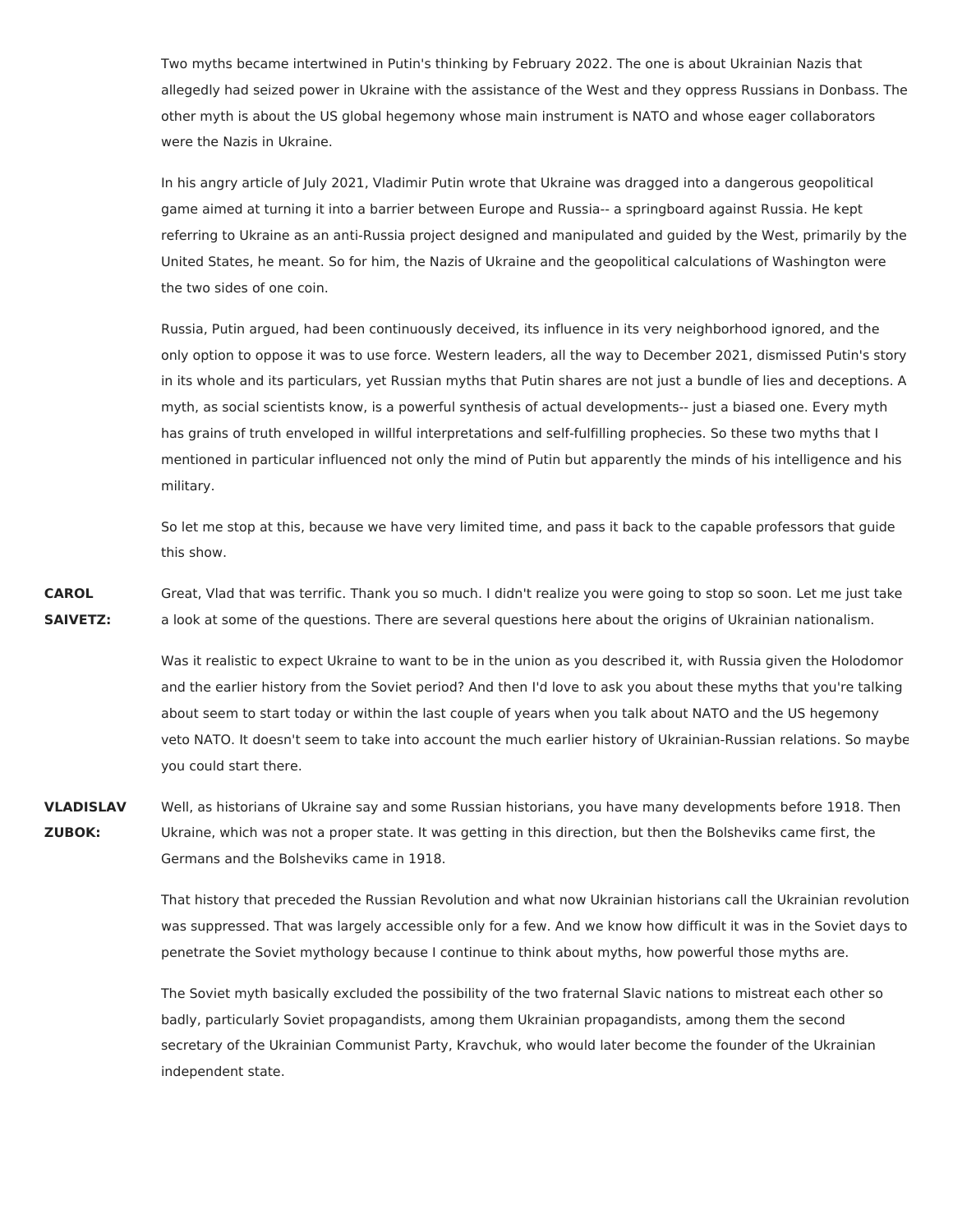Two myths became intertwined in Putin's thinking by February 2022. The one is about Ukrainian Nazis that allegedly had seized power in Ukraine with the assistance of the West and they oppress Russians in Donbass. The other myth is about the US global hegemony whose main instrument is NATO and whose eager collaborators were the Nazis in Ukraine.

In his angry article of July 2021, Vladimir Putin wrote that Ukraine was dragged into a dangerous geopolitical game aimed at turning it into a barrier between Europe and Russia-- a springboard against Russia. He kept referring to Ukraine as an anti-Russia project designed and manipulated and guided by the West, primarily by the United States, he meant. So for him, the Nazis of Ukraine and the geopolitical calculations of Washington were the two sides of one coin.

Russia, Putin argued, had been continuously deceived, its influence in its very neighborhood ignored, and the only option to oppose it was to use force. Western leaders, all the way to December 2021, dismissed Putin's story in its whole and its particulars, yet Russian myths that Putin shares are not just a bundle of lies and deceptions. A myth, as social scientists know, is a powerful synthesis of actual developments-- just a biased one. Every myth has grains of truth enveloped in willful interpretations and self-fulfilling prophecies. So these two myths that I mentioned in particular influenced not only the mind of Putin but apparently the minds of his intelligence and his military.

So let me stop at this, because we have very limited time, and pass it back to the capable professors that guide this show.

**CAROL SAIVETZ:** Great, Vlad that was terrific. Thank you so much. I didn't realize you were going to stop so soon. Let me just take a look at some of the questions. There are several questions here about the origins of Ukrainian nationalism.

Was it realistic to expect Ukraine to want to be in the union as you described it, with Russia given the Holodomor and the earlier history from the Soviet period? And then I'd love to ask you about these myths that you're talking about seem to start today or within the last couple of years when you talk about NATO and the US hegemony veto NATO. It doesn't seem to take into account the much earlier history of Ukrainian-Russian relations. So maybe you could start there.

**VLADISLAV ZUBOK:** Well, as historians of Ukraine say and some Russian historians, you have many developments before 1918. Then Ukraine, which was not a proper state. It was getting in this direction, but then the Bolsheviks came first, the Germans and the Bolsheviks came in 1918.

That history that preceded the Russian Revolution and what now Ukrainian historians call the Ukrainian revolution was suppressed. That was largely accessible only for a few. And we know how difficult it was in the Soviet days to penetrate the Soviet mythology because I continue to think about myths, how powerful those myths are.

The Soviet myth basically excluded the possibility of the two fraternal Slavic nations to mistreat each other so badly, particularly Soviet propagandists, among them Ukrainian propagandists, among them the second secretary of the Ukrainian Communist Party, Kravchuk, who would later become the founder of the Ukrainian independent state.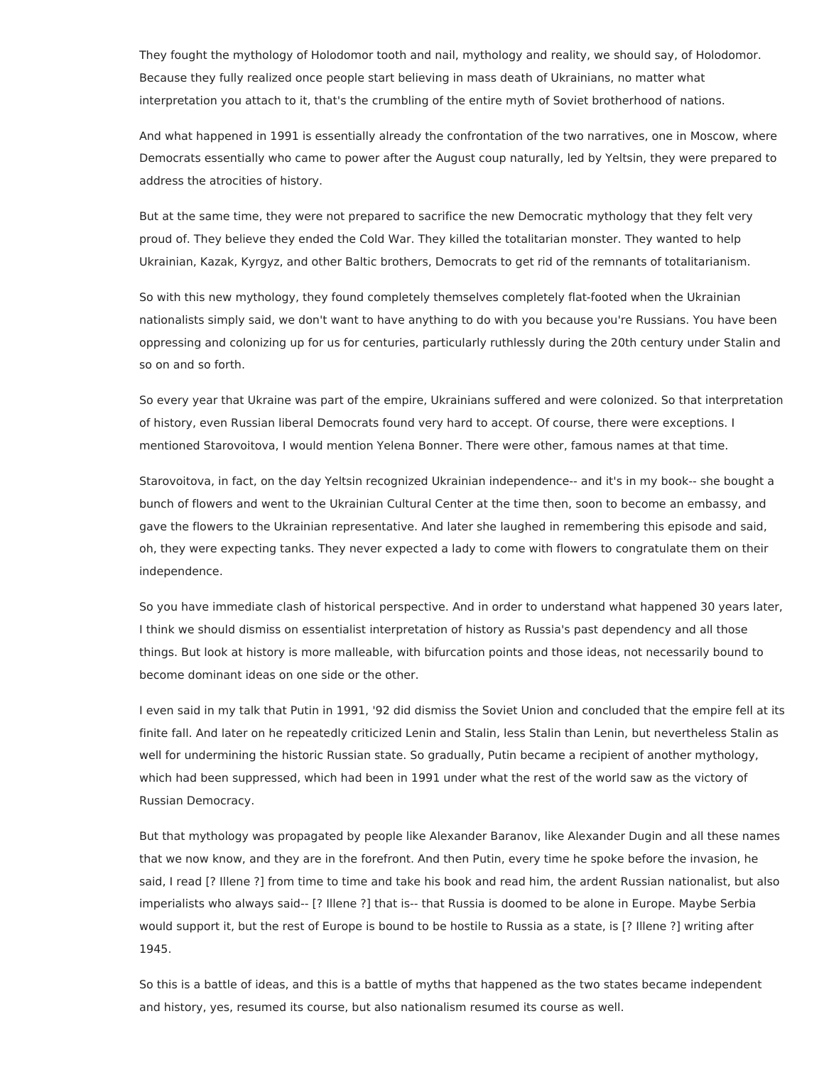They fought the mythology of Holodomor tooth and nail, mythology and reality, we should say, of Holodomor. Because they fully realized once people start believing in mass death of Ukrainians, no matter what interpretation you attach to it, that's the crumbling of the entire myth of Soviet brotherhood of nations.

And what happened in 1991 is essentially already the confrontation of the two narratives, one in Moscow, where Democrats essentially who came to power after the August coup naturally, led by Yeltsin, they were prepared to address the atrocities of history.

But at the same time, they were not prepared to sacrifice the new Democratic mythology that they felt very proud of. They believe they ended the Cold War. They killed the totalitarian monster. They wanted to help Ukrainian, Kazak, Kyrgyz, and other Baltic brothers, Democrats to get rid of the remnants of totalitarianism.

So with this new mythology, they found completely themselves completely flat-footed when the Ukrainian nationalists simply said, we don't want to have anything to do with you because you're Russians. You have been oppressing and colonizing up for us for centuries, particularly ruthlessly during the 20th century under Stalin and so on and so forth.

So every year that Ukraine was part of the empire, Ukrainians suffered and were colonized. So that interpretation of history, even Russian liberal Democrats found very hard to accept. Of course, there were exceptions. I mentioned Starovoitova, I would mention Yelena Bonner. There were other, famous names at that time.

Starovoitova, in fact, on the day Yeltsin recognized Ukrainian independence-- and it's in my book-- she bought a bunch of flowers and went to the Ukrainian Cultural Center at the time then, soon to become an embassy, and gave the flowers to the Ukrainian representative. And later she laughed in remembering this episode and said, oh, they were expecting tanks. They never expected a lady to come with flowers to congratulate them on their independence.

So you have immediate clash of historical perspective. And in order to understand what happened 30 years later, I think we should dismiss on essentialist interpretation of history as Russia's past dependency and all those things. But look at history is more malleable, with bifurcation points and those ideas, not necessarily bound to become dominant ideas on one side or the other.

I even said in my talk that Putin in 1991, '92 did dismiss the Soviet Union and concluded that the empire fell at its finite fall. And later on he repeatedly criticized Lenin and Stalin, less Stalin than Lenin, but nevertheless Stalin as well for undermining the historic Russian state. So gradually, Putin became a recipient of another mythology, which had been suppressed, which had been in 1991 under what the rest of the world saw as the victory of Russian Democracy.

But that mythology was propagated by people like Alexander Baranov, like Alexander Dugin and all these names that we now know, and they are in the forefront. And then Putin, every time he spoke before the invasion, he said, I read [? Illene ?] from time to time and take his book and read him, the ardent Russian nationalist, but also imperialists who always said-- [? Illene ?] that is-- that Russia is doomed to be alone in Europe. Maybe Serbia would support it, but the rest of Europe is bound to be hostile to Russia as a state, is [? Illene ?] writing after 1945.

So this is a battle of ideas, and this is a battle of myths that happened as the two states became independent and history, yes, resumed its course, but also nationalism resumed its course as well.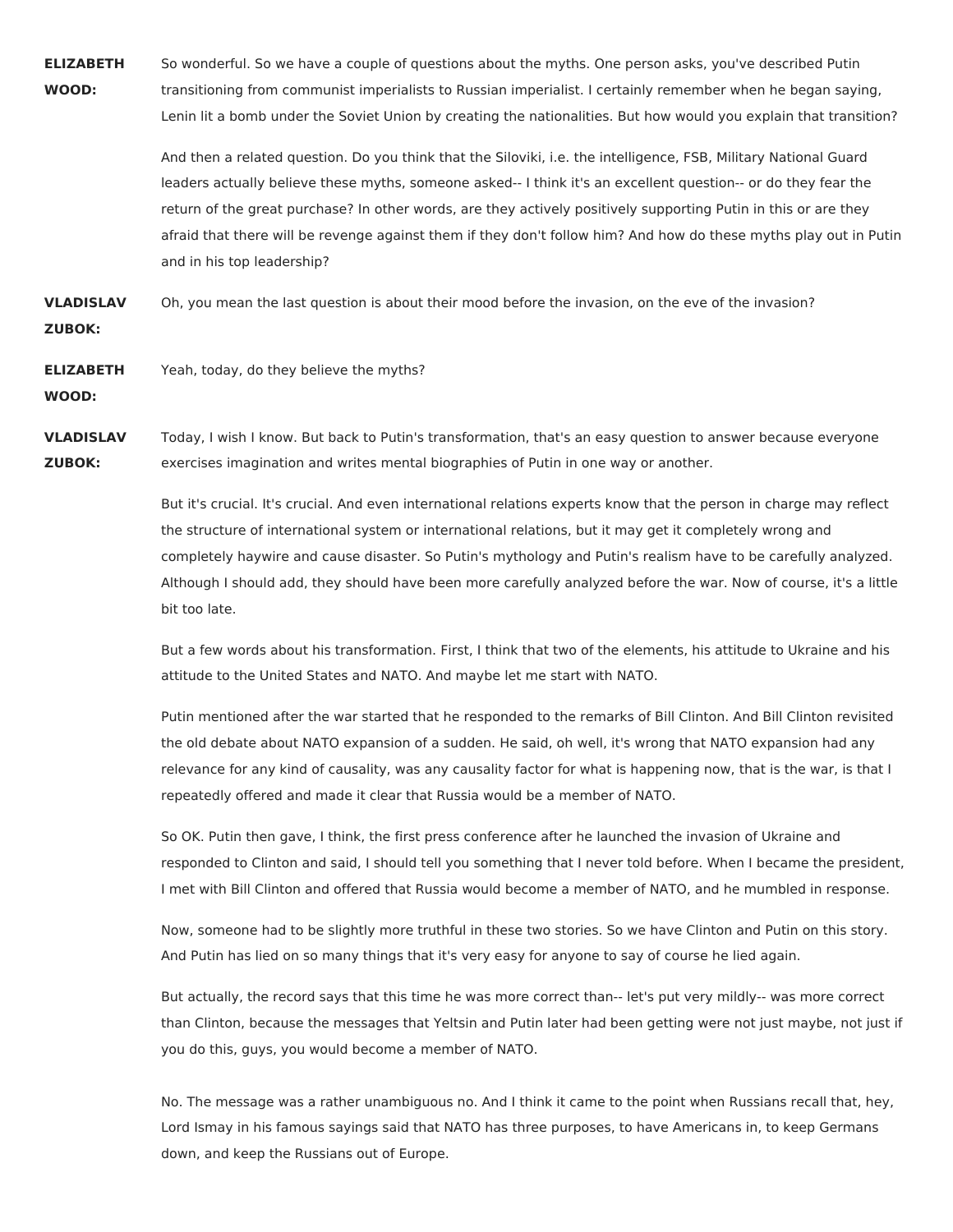**ELIZABETH WOOD:** So wonderful. So we have a couple of questions about the myths. One person asks, you've described Putin transitioning from communist imperialists to Russian imperialist. I certainly remember when he began saying, Lenin lit a bomb under the Soviet Union by creating the nationalities. But how would you explain that transition?

And then a related question. Do you think that the Siloviki, i.e. the intelligence, FSB, Military National Guard leaders actually believe these myths, someone asked-- I think it's an excellent question-- or do they fear the return of the great purchase? In other words, are they actively positively supporting Putin in this or are they afraid that there will be revenge against them if they don't follow him? And how do these myths play out in Putin and in his top leadership?

**VLADISLAV ZUBOK:** Oh, you mean the last question is about their mood before the invasion, on the eve of the invasion?

**ELIZABETH WOOD:** Yeah, today, do they believe the myths?

**VLADISLAV ZUBOK:** Today, I wish I know. But back to Putin's transformation, that's an easy question to answer because everyone exercises imagination and writes mental biographies of Putin in one way or another.

But it's crucial. It's crucial. And even international relations experts know that the person in charge may reflect the structure of international system or international relations, but it may get it completely wrong and completely haywire and cause disaster. So Putin's mythology and Putin's realism have to be carefully analyzed. Although I should add, they should have been more carefully analyzed before the war. Now of course, it's a little bit too late.

But a few words about his transformation. First, I think that two of the elements, his attitude to Ukraine and his attitude to the United States and NATO. And maybe let me start with NATO.

Putin mentioned after the war started that he responded to the remarks of Bill Clinton. And Bill Clinton revisited the old debate about NATO expansion of a sudden. He said, oh well, it's wrong that NATO expansion had any relevance for any kind of causality, was any causality factor for what is happening now, that is the war, is that I repeatedly offered and made it clear that Russia would be a member of NATO.

So OK. Putin then gave, I think, the first press conference after he launched the invasion of Ukraine and responded to Clinton and said, I should tell you something that I never told before. When I became the president, I met with Bill Clinton and offered that Russia would become a member of NATO, and he mumbled in response.

Now, someone had to be slightly more truthful in these two stories. So we have Clinton and Putin on this story. And Putin has lied on so many things that it's very easy for anyone to say of course he lied again.

But actually, the record says that this time he was more correct than-- let's put very mildly-- was more correct than Clinton, because the messages that Yeltsin and Putin later had been getting were not just maybe, not just if you do this, guys, you would become a member of NATO.

No. The message was a rather unambiguous no. And I think it came to the point when Russians recall that, hey, Lord Ismay in his famous sayings said that NATO has three purposes, to have Americans in, to keep Germans down, and keep the Russians out of Europe.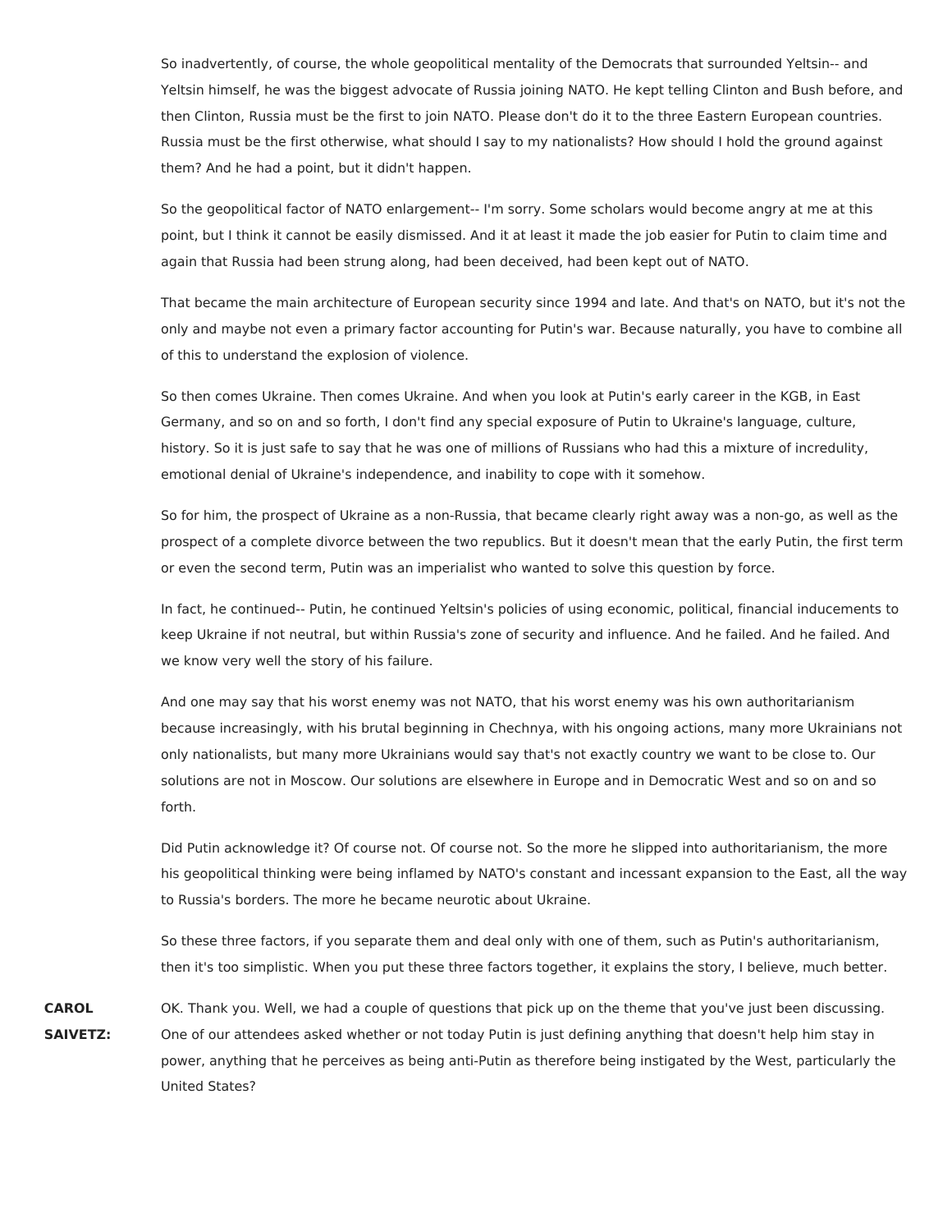So inadvertently, of course, the whole geopolitical mentality of the Democrats that surrounded Yeltsin-- and Yeltsin himself, he was the biggest advocate of Russia joining NATO. He kept telling Clinton and Bush before, and then Clinton, Russia must be the first to join NATO. Please don't do it to the three Eastern European countries. Russia must be the first otherwise, what should I say to my nationalists? How should I hold the ground against them? And he had a point, but it didn't happen.

So the geopolitical factor of NATO enlargement-- I'm sorry. Some scholars would become angry at me at this point, but I think it cannot be easily dismissed. And it at least it made the job easier for Putin to claim time and again that Russia had been strung along, had been deceived, had been kept out of NATO.

That became the main architecture of European security since 1994 and late. And that's on NATO, but it's not the only and maybe not even a primary factor accounting for Putin's war. Because naturally, you have to combine all of this to understand the explosion of violence.

So then comes Ukraine. Then comes Ukraine. And when you look at Putin's early career in the KGB, in East Germany, and so on and so forth, I don't find any special exposure of Putin to Ukraine's language, culture, history. So it is just safe to say that he was one of millions of Russians who had this a mixture of incredulity, emotional denial of Ukraine's independence, and inability to cope with it somehow.

So for him, the prospect of Ukraine as a non-Russia, that became clearly right away was a non-go, as well as the prospect of a complete divorce between the two republics. But it doesn't mean that the early Putin, the first term or even the second term, Putin was an imperialist who wanted to solve this question by force.

In fact, he continued-- Putin, he continued Yeltsin's policies of using economic, political, financial inducements to keep Ukraine if not neutral, but within Russia's zone of security and influence. And he failed. And he failed. And we know very well the story of his failure.

And one may say that his worst enemy was not NATO, that his worst enemy was his own authoritarianism because increasingly, with his brutal beginning in Chechnya, with his ongoing actions, many more Ukrainians not only nationalists, but many more Ukrainians would say that's not exactly country we want to be close to. Our solutions are not in Moscow. Our solutions are elsewhere in Europe and in Democratic West and so on and so forth.

Did Putin acknowledge it? Of course not. Of course not. So the more he slipped into authoritarianism, the more his geopolitical thinking were being inflamed by NATO's constant and incessant expansion to the East, all the way to Russia's borders. The more he became neurotic about Ukraine.

So these three factors, if you separate them and deal only with one of them, such as Putin's authoritarianism, then it's too simplistic. When you put these three factors together, it explains the story, I believe, much better.

**CAROL SAIVETZ:** OK. Thank you. Well, we had a couple of questions that pick up on the theme that you've just been discussing. One of our attendees asked whether or not today Putin is just defining anything that doesn't help him stay in power, anything that he perceives as being anti-Putin as therefore being instigated by the West, particularly the United States?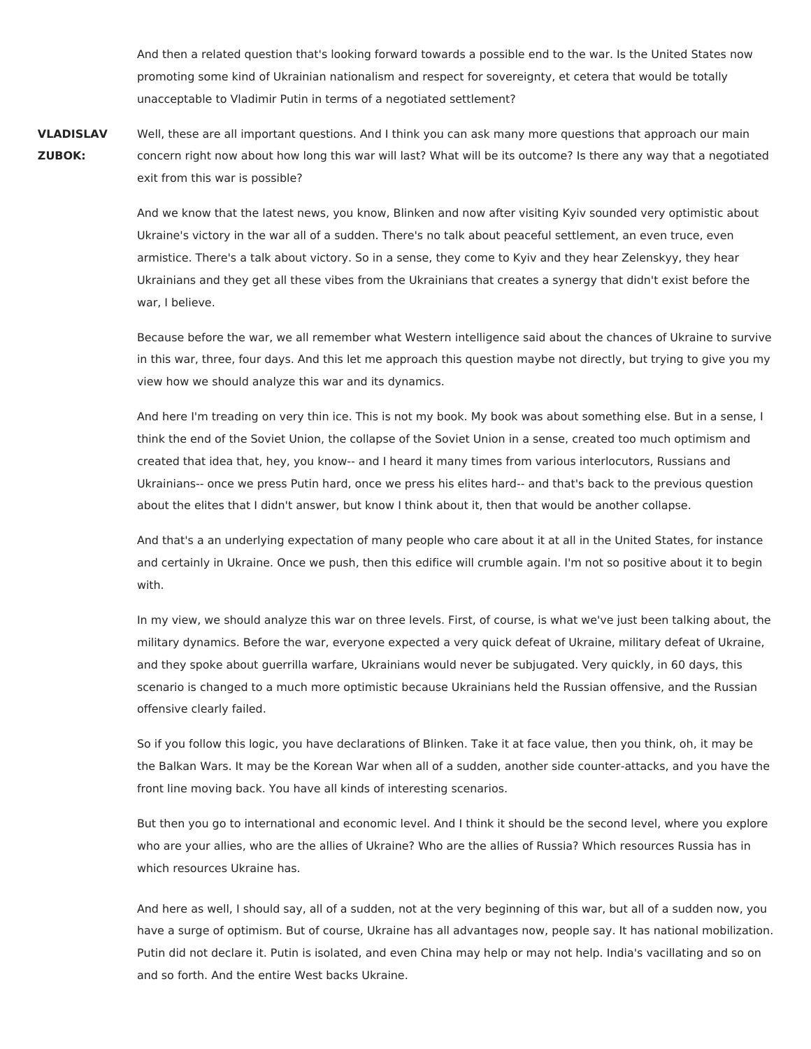And then a related question that's looking forward towards a possible end to the war. Is the United States now promoting some kind of Ukrainian nationalism and respect for sovereignty, et cetera that would be totally unacceptable to Vladimir Putin in terms of a negotiated settlement?

**VLADISLAV ZUBOK:** Well, these are all important questions. And I think you can ask many more questions that approach our main concern right now about how long this war will last? What will be its outcome? Is there any way that a negotiated exit from this war is possible?

And we know that the latest news, you know, Blinken and now after visiting Kyiv sounded very optimistic about Ukraine's victory in the war all of a sudden. There's no talk about peaceful settlement, an even truce, even armistice. There's a talk about victory. So in a sense, they come to Kyiv and they hear Zelenskyy, they hear Ukrainians and they get all these vibes from the Ukrainians that creates a synergy that didn't exist before the war, I believe.

Because before the war, we all remember what Western intelligence said about the chances of Ukraine to survive in this war, three, four days. And this let me approach this question maybe not directly, but trying to give you my view how we should analyze this war and its dynamics.

And here I'm treading on very thin ice. This is not my book. My book was about something else. But in a sense, I think the end of the Soviet Union, the collapse of the Soviet Union in a sense, created too much optimism and created that idea that, hey, you know-- and I heard it many times from various interlocutors, Russians and Ukrainians-- once we press Putin hard, once we press his elites hard-- and that's back to the previous question about the elites that I didn't answer, but know I think about it, then that would be another collapse.

And that's a an underlying expectation of many people who care about it at all in the United States, for instance and certainly in Ukraine. Once we push, then this edifice will crumble again. I'm not so positive about it to begin with.

In my view, we should analyze this war on three levels. First, of course, is what we've just been talking about, the military dynamics. Before the war, everyone expected a very quick defeat of Ukraine, military defeat of Ukraine, and they spoke about guerrilla warfare, Ukrainians would never be subjugated. Very quickly, in 60 days, this scenario is changed to a much more optimistic because Ukrainians held the Russian offensive, and the Russian offensive clearly failed.

So if you follow this logic, you have declarations of Blinken. Take it at face value, then you think, oh, it may be the Balkan Wars. It may be the Korean War when all of a sudden, another side counter-attacks, and you have the front line moving back. You have all kinds of interesting scenarios.

But then you go to international and economic level. And I think it should be the second level, where you explore who are your allies, who are the allies of Ukraine? Who are the allies of Russia? Which resources Russia has in which resources Ukraine has.

And here as well, I should say, all of a sudden, not at the very beginning of this war, but all of a sudden now, you have a surge of optimism. But of course, Ukraine has all advantages now, people say. It has national mobilization. Putin did not declare it. Putin is isolated, and even China may help or may not help. India's vacillating and so on and so forth. And the entire West backs Ukraine.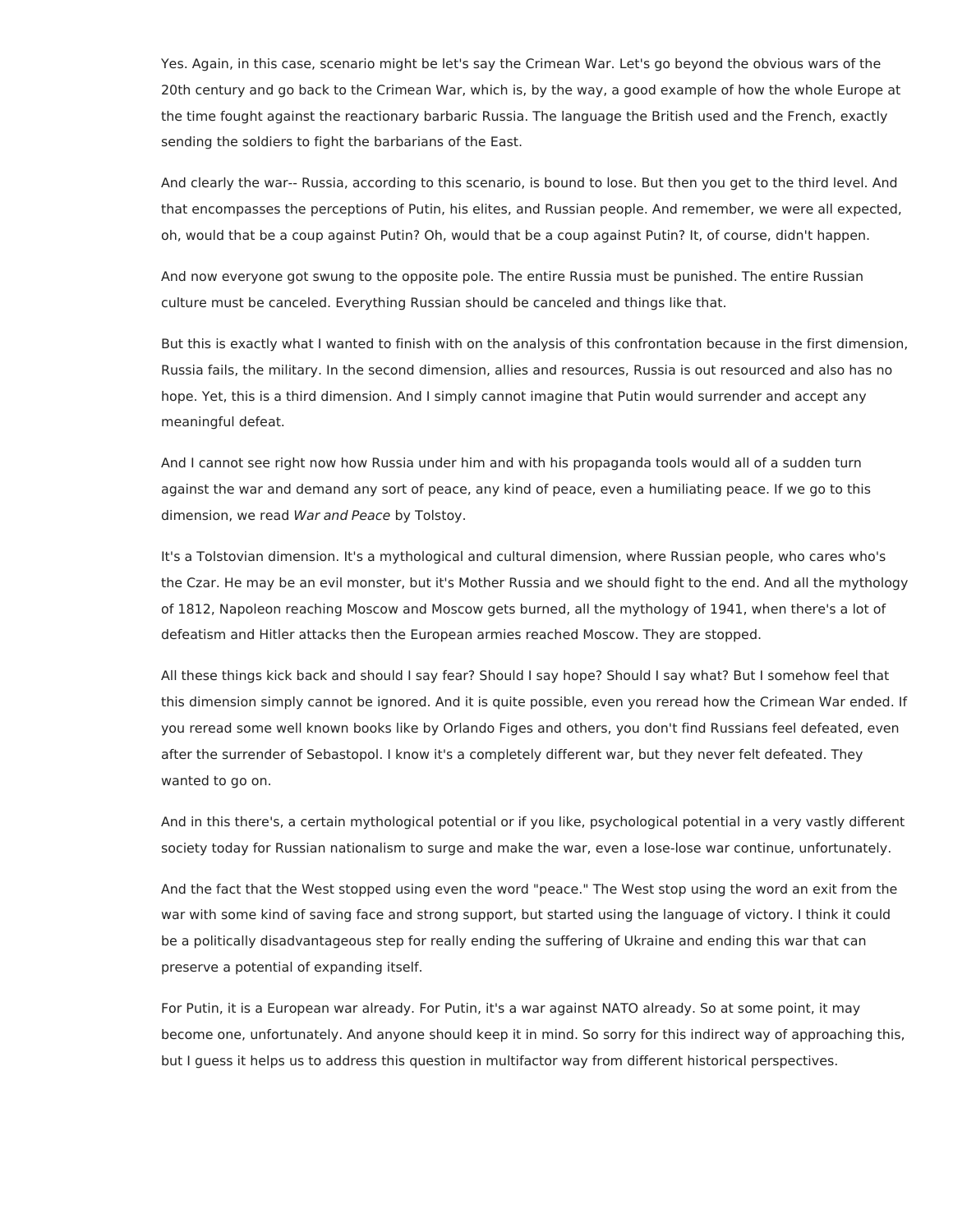Yes. Again, in this case, scenario might be let's say the Crimean War. Let's go beyond the obvious wars of the 20th century and go back to the Crimean War, which is, by the way, a good example of how the whole Europe at the time fought against the reactionary barbaric Russia. The language the British used and the French, exactly sending the soldiers to fight the barbarians of the East.

And clearly the war-- Russia, according to this scenario, is bound to lose. But then you get to the third level. And that encompasses the perceptions of Putin, his elites, and Russian people. And remember, we were all expected, oh, would that be a coup against Putin? Oh, would that be a coup against Putin? It, of course, didn't happen.

And now everyone got swung to the opposite pole. The entire Russia must be punished. The entire Russian culture must be canceled. Everything Russian should be canceled and things like that.

But this is exactly what I wanted to finish with on the analysis of this confrontation because in the first dimension, Russia fails, the military. In the second dimension, allies and resources, Russia is out resourced and also has no hope. Yet, this is a third dimension. And I simply cannot imagine that Putin would surrender and accept any meaningful defeat.

And I cannot see right now how Russia under him and with his propaganda tools would all of a sudden turn against the war and demand any sort of peace, any kind of peace, even a humiliating peace. If we go to this dimension, we read *War and Peace* by Tolstoy.

It's a Tolstovian dimension. It's a mythological and cultural dimension, where Russian people, who cares who's the Czar. He may be an evil monster, but it's Mother Russia and we should fight to the end. And all the mythology of 1812, Napoleon reaching Moscow and Moscow gets burned, all the mythology of 1941, when there's a lot of defeatism and Hitler attacks then the European armies reached Moscow. They are stopped.

All these things kick back and should I say fear? Should I say hope? Should I say what? But I somehow feel that this dimension simply cannot be ignored. And it is quite possible, even you reread how the Crimean War ended. If you reread some well known books like by Orlando Figes and others, you don't find Russians feel defeated, even after the surrender of Sebastopol. I know it's a completely different war, but they never felt defeated. They wanted to go on.

And in this there's, a certain mythological potential or if you like, psychological potential in a very vastly different society today for Russian nationalism to surge and make the war, even a lose-lose war continue, unfortunately.

And the fact that the West stopped using even the word "peace." The West stop using the word an exit from the war with some kind of saving face and strong support, but started using the language of victory. I think it could be a politically disadvantageous step for really ending the suffering of Ukraine and ending this war that can preserve a potential of expanding itself.

For Putin, it is a European war already. For Putin, it's a war against NATO already. So at some point, it may become one, unfortunately. And anyone should keep it in mind. So sorry for this indirect way of approaching this, but I guess it helps us to address this question in multifactor way from different historical perspectives.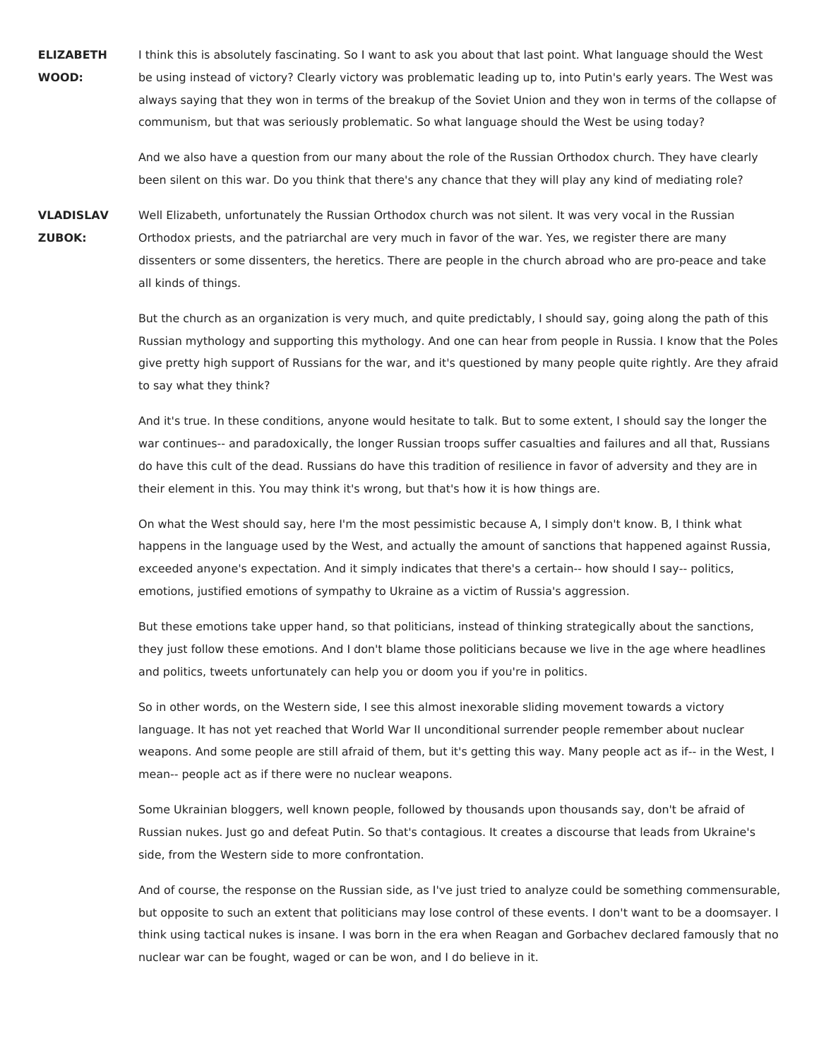**ELIZABETH WOOD:** I think this is absolutely fascinating. So I want to ask you about that last point. What language should the West be using instead of victory? Clearly victory was problematic leading up to, into Putin's early years. The West was always saying that they won in terms of the breakup of the Soviet Union and they won in terms of the collapse of communism, but that was seriously problematic. So what language should the West be using today?

And we also have a question from our many about the role of the Russian Orthodox church. They have clearly been silent on this war. Do you think that there's any chance that they will play any kind of mediating role?

**VLADISLAV ZUBOK:** Well Elizabeth, unfortunately the Russian Orthodox church was not silent. It was very vocal in the Russian Orthodox priests, and the patriarchal are very much in favor of the war. Yes, we register there are many dissenters or some dissenters, the heretics. There are people in the church abroad who are pro-peace and take all kinds of things.

But the church as an organization is very much, and quite predictably, I should say, going along the path of this Russian mythology and supporting this mythology. And one can hear from people in Russia. I know that the Poles give pretty high support of Russians for the war, and it's questioned by many people quite rightly. Are they afraid to say what they think?

And it's true. In these conditions, anyone would hesitate to talk. But to some extent, I should say the longer the war continues-- and paradoxically, the longer Russian troops suffer casualties and failures and all that, Russians do have this cult of the dead. Russians do have this tradition of resilience in favor of adversity and they are in their element in this. You may think it's wrong, but that's how it is how things are.

On what the West should say, here I'm the most pessimistic because A, I simply don't know. B, I think what happens in the language used by the West, and actually the amount of sanctions that happened against Russia, exceeded anyone's expectation. And it simply indicates that there's a certain-- how should I say-- politics, emotions, justified emotions of sympathy to Ukraine as a victim of Russia's aggression.

But these emotions take upper hand, so that politicians, instead of thinking strategically about the sanctions, they just follow these emotions. And I don't blame those politicians because we live in the age where headlines and politics, tweets unfortunately can help you or doom you if you're in politics.

So in other words, on the Western side, I see this almost inexorable sliding movement towards a victory language. It has not yet reached that World War II unconditional surrender people remember about nuclear weapons. And some people are still afraid of them, but it's getting this way. Many people act as if-- in the West, I mean-- people act as if there were no nuclear weapons.

Some Ukrainian bloggers, well known people, followed by thousands upon thousands say, don't be afraid of Russian nukes. Just go and defeat Putin. So that's contagious. It creates a discourse that leads from Ukraine's side, from the Western side to more confrontation.

And of course, the response on the Russian side, as I've just tried to analyze could be something commensurable, but opposite to such an extent that politicians may lose control of these events. I don't want to be a doomsayer. I think using tactical nukes is insane. I was born in the era when Reagan and Gorbachev declared famously that no nuclear war can be fought, waged or can be won, and I do believe in it.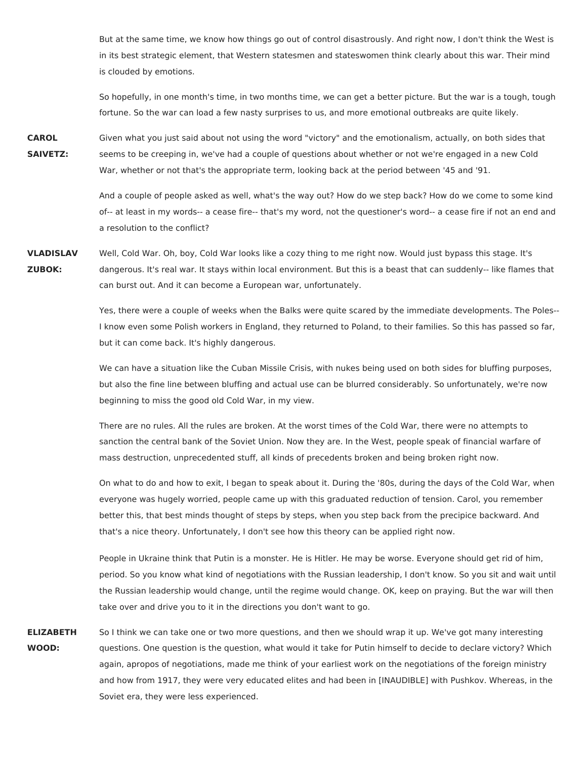But at the same time, we know how things go out of control disastrously. And right now, I don't think the West is in its best strategic element, that Western statesmen and stateswomen think clearly about this war. Their mind is clouded by emotions.

So hopefully, in one month's time, in two months time, we can get a better picture. But the war is a tough, tough fortune. So the war can load a few nasty surprises to us, and more emotional outbreaks are quite likely.

**CAROL SAIVETZ:** Given what you just said about not using the word "victory" and the emotionalism, actually, on both sides that seems to be creeping in, we've had a couple of questions about whether or not we're engaged in a new Cold War, whether or not that's the appropriate term, looking back at the period between '45 and '91.

And a couple of people asked as well, what's the way out? How do we step back? How do we come to some kind of-- at least in my words-- a cease fire-- that's my word, not the questioner's word-- a cease fire if not an end and a resolution to the conflict?

**VLADISLAV ZUBOK:** Well, Cold War. Oh, boy, Cold War looks like a cozy thing to me right now. Would just bypass this stage. It's dangerous. It's real war. It stays within local environment. But this is a beast that can suddenly-- like flames that can burst out. And it can become a European war, unfortunately.

Yes, there were a couple of weeks when the Balks were quite scared by the immediate developments. The Poles-- I know even some Polish workers in England, they returned to Poland, to their families. So this has passed so far, but it can come back. It's highly dangerous.

We can have a situation like the Cuban Missile Crisis, with nukes being used on both sides for bluffing purposes, but also the fine line between bluffing and actual use can be blurred considerably. So unfortunately, we're now beginning to miss the good old Cold War, in my view.

There are no rules. All the rules are broken. At the worst times of the Cold War, there were no attempts to sanction the central bank of the Soviet Union. Now they are. In the West, people speak of financial warfare of mass destruction, unprecedented stuff, all kinds of precedents broken and being broken right now.

On what to do and how to exit, I began to speak about it. During the '80s, during the days of the Cold War, when everyone was hugely worried, people came up with this graduated reduction of tension. Carol, you remember better this, that best minds thought of steps by steps, when you step back from the precipice backward. And that's a nice theory. Unfortunately, I don't see how this theory can be applied right now.

People in Ukraine think that Putin is a monster. He is Hitler. He may be worse. Everyone should get rid of him, period. So you know what kind of negotiations with the Russian leadership, I don't know. So you sit and wait until the Russian leadership would change, until the regime would change. OK, keep on praying. But the war will then take over and drive you to it in the directions you don't want to go.

**ELIZABETH WOOD:** So I think we can take one or two more questions, and then we should wrap it up. We've got many interesting questions. One question is the question, what would it take for Putin himself to decide to declare victory? Which again, apropos of negotiations, made me think of your earliest work on the negotiations of the foreign ministry and how from 1917, they were very educated elites and had been in [INAUDIBLE] with Pushkov. Whereas, in the Soviet era, they were less experienced.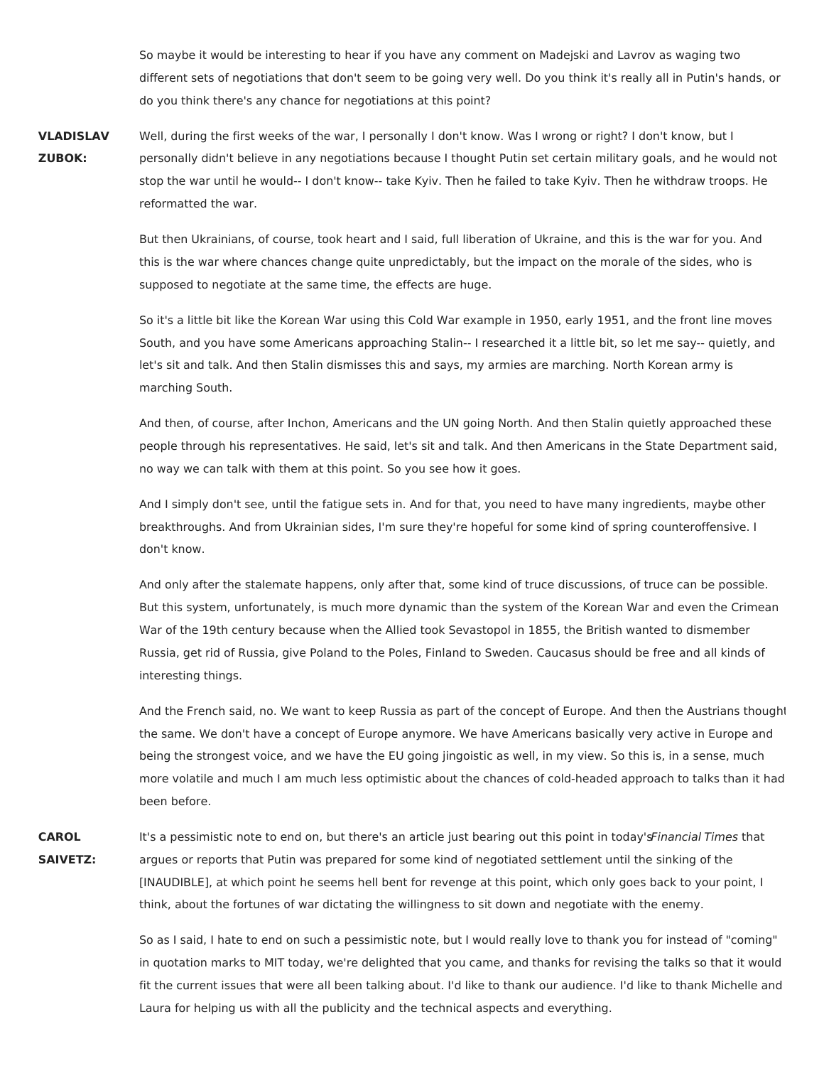So maybe it would be interesting to hear if you have any comment on Madejski and Lavrov as waging two different sets of negotiations that don't seem to be going very well. Do you think it's really all in Putin's hands, or do you think there's any chance for negotiations at this point?

**VLADISLAV ZUBOK:** Well, during the first weeks of the war, I personally I don't know. Was I wrong or right? I don't know, but I personally didn't believe in any negotiations because I thought Putin set certain military goals, and he would not stop the war until he would-- I don't know-- take Kyiv. Then he failed to take Kyiv. Then he withdraw troops. He reformatted the war.

But then Ukrainians, of course, took heart and I said, full liberation of Ukraine, and this is the war for you. And this is the war where chances change quite unpredictably, but the impact on the morale of the sides, who is supposed to negotiate at the same time, the effects are huge.

So it's a little bit like the Korean War using this Cold War example in 1950, early 1951, and the front line moves South, and you have some Americans approaching Stalin-- I researched it a little bit, so let me say-- quietly, and let's sit and talk. And then Stalin dismisses this and says, my armies are marching. North Korean army is marching South.

And then, of course, after Inchon, Americans and the UN going North. And then Stalin quietly approached these people through his representatives. He said, let's sit and talk. And then Americans in the State Department said, no way we can talk with them at this point. So you see how it goes.

And I simply don't see, until the fatigue sets in. And for that, you need to have many ingredients, maybe other breakthroughs. And from Ukrainian sides, I'm sure they're hopeful for some kind of spring counteroffensive. I don't know.

And only after the stalemate happens, only after that, some kind of truce discussions, of truce can be possible. But this system, unfortunately, is much more dynamic than the system of the Korean War and even the Crimean War of the 19th century because when the Allied took Sevastopol in 1855, the British wanted to dismember Russia, get rid of Russia, give Poland to the Poles, Finland to Sweden. Caucasus should be free and all kinds of interesting things.

And the French said, no. We want to keep Russia as part of the concept of Europe. And then the Austrians thought the same. We don't have a concept of Europe anymore. We have Americans basically very active in Europe and being the strongest voice, and we have the EU going jingoistic as well, in my view. So this is, in a sense, much more volatile and much I am much less optimistic about the chances of cold-headed approach to talks than it had been before.

**CAROL SAIVETZ:** It's a pessimistic note to end on, but there's an article just bearing out this point in today's *Financial Times* that argues or reports that Putin was prepared for some kind of negotiated settlement until the sinking of the [INAUDIBLE], at which point he seems hell bent for revenge at this point, which only goes back to your point, I think, about the fortunes of war dictating the willingness to sit down and negotiate with the enemy.

So as I said, I hate to end on such a pessimistic note, but I would really love to thank you for instead of "coming" in quotation marks to MIT today, we're delighted that you came, and thanks for revising the talks so that it would fit the current issues that were all been talking about. I'd like to thank our audience. I'd like to thank Michelle and Laura for helping us with all the publicity and the technical aspects and everything.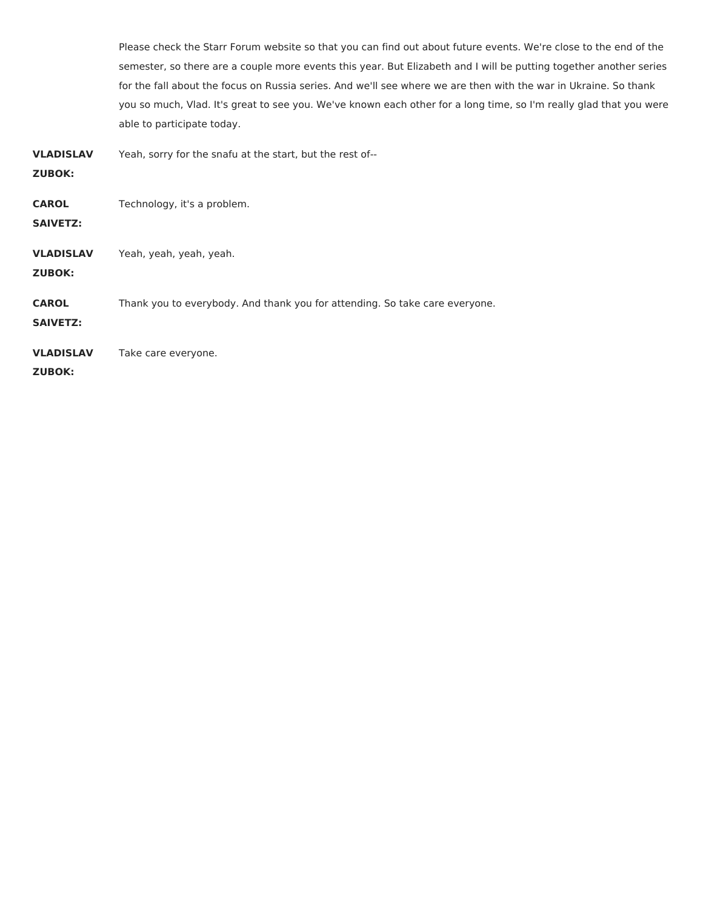Please check the Starr Forum website so that you can find out about future events. We're close to the end of the semester, so there are a couple more events this year. But Elizabeth and I will be putting together another series for the fall about the focus on Russia series. And we'll see where we are then with the war in Ukraine. So thank you so much, Vlad. It's great to see you. We've known each other for a long time, so I'm really glad that you were able to participate today.

**VLADISLAV ZUBOK:** Yeah, sorry for the snafu at the start, but the rest of--

**CAROL SAIVETZ:** Technology, it's a problem.

**VLADISLAV ZUBOK:** Yeah, yeah, yeah, yeah.

**CAROL SAIVETZ:** Thank you to everybody. And thank you for attending. So take care everyone.

**VLADISLAV ZUBOK:** Take care everyone.